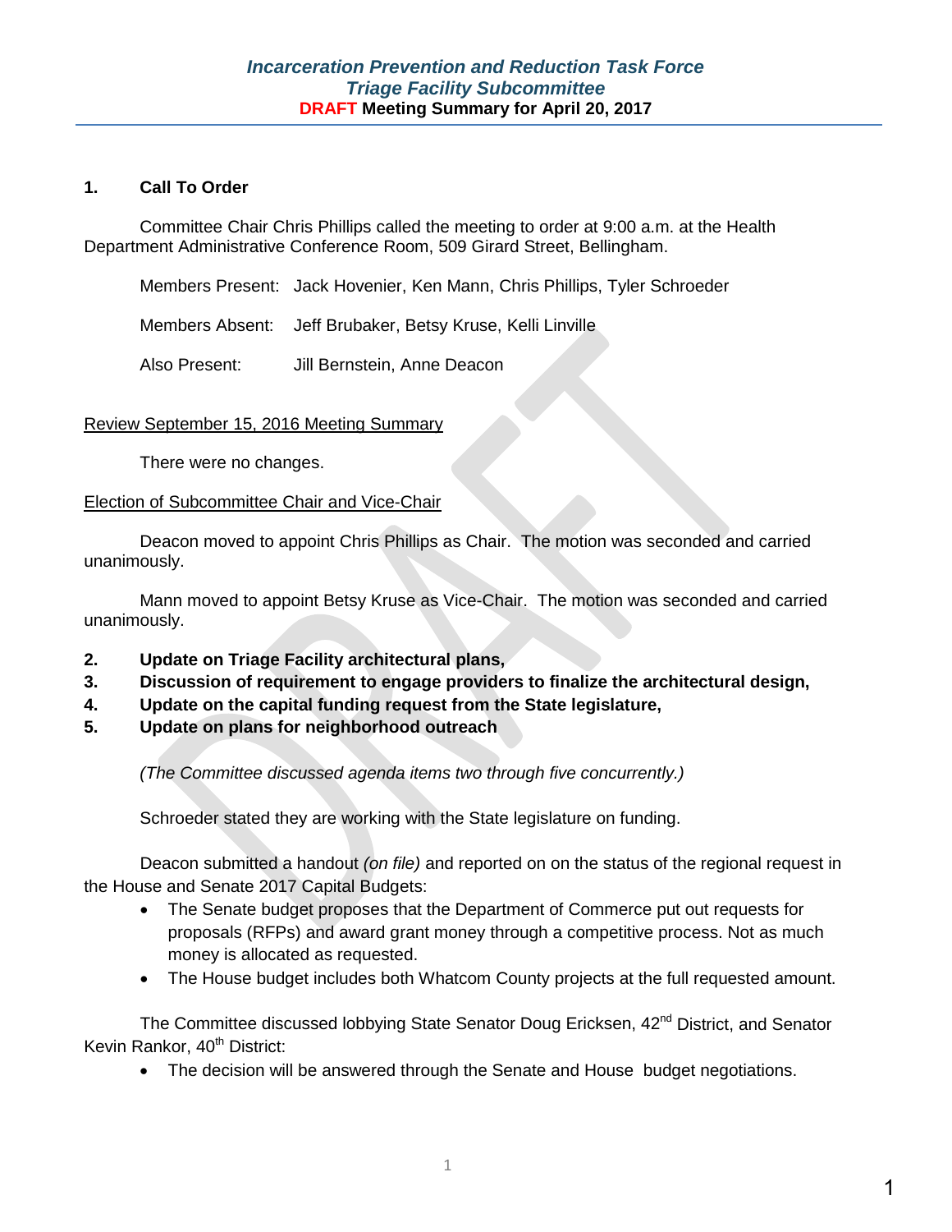# *Incarceration Prevention and Reduction Task Force*
## *Triage Facility Subcommittee*
### DRAFT Meeting Summary for April 20, 2017

**1. Call To Order**

Committee Chair Chris Phillips called the meeting to order at 9:00 a.m. at the Health Department Administrative Conference Room, 509 Girard Street, Bellingham.

Members Present: Jack Hovenier, Ken Mann, Chris Phillips, Tyler Schroeder

Members Absent: Jeff Brubaker, Betsy Kruse, Kelli Linville

Also Present: Jill Bernstein, Anne Deacon

Review September 15, 2016 Meeting Summary

There were no changes.

Election of Subcommittee Chair and Vice-Chair

Deacon moved to appoint Chris Phillips as Chair. The motion was seconded and carried unanimously.

Mann moved to appoint Betsy Kruse as Vice-Chair. The motion was seconded and carried unanimously.

**2. Update on Triage Facility architectural plans,**
**3. Discussion of requirement to engage providers to finalize the architectural design,**
**4. Update on the capital funding request from the State legislature,**
**5. Update on plans for neighborhood outreach**

*(The Committee discussed agenda items two through five concurrently.)*

Schroeder stated they are working with the State legislature on funding.

Deacon submitted a handout *(on file)* and reported on on the status of the regional request in the House and Senate 2017 Capital Budgets:

- The Senate budget proposes that the Department of Commerce put out requests for proposals (RFPs) and award grant money through a competitive process. Not as much money is allocated as requested.
- The House budget includes both Whatcom County projects at the full requested amount.

The Committee discussed lobbying State Senator Doug Ericksen, 42nd District, and Senator Kevin Rankor, 40th District:

- The decision will be answered through the Senate and House budget negotiations.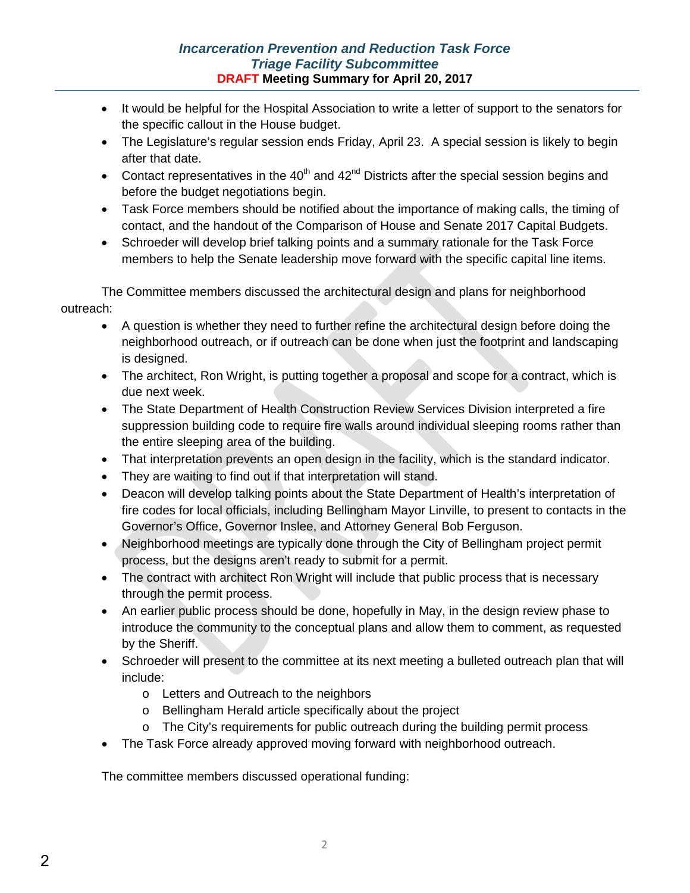- It would be helpful for the Hospital Association to write a letter of support to the senators for the specific callout in the House budget.
- The Legislature's regular session ends Friday, April 23. A special session is likely to begin after that date.
- Contact representatives in the 40th and 42nd Districts after the special session begins and before the budget negotiations begin.
- Task Force members should be notified about the importance of making calls, the timing of contact, and the handout of the Comparison of House and Senate 2017 Capital Budgets.
- Schroeder will develop brief talking points and a summary rationale for the Task Force members to help the Senate leadership move forward with the specific capital line items.

The Committee members discussed the architectural design and plans for neighborhood outreach:

- A question is whether they need to further refine the architectural design before doing the neighborhood outreach, or if outreach can be done when just the footprint and landscaping is designed.
- The architect, Ron Wright, is putting together a proposal and scope for a contract, which is due next week.
- The State Department of Health Construction Review Services Division interpreted a fire suppression building code to require fire walls around individual sleeping rooms rather than the entire sleeping area of the building.
- That interpretation prevents an open design in the facility, which is the standard indicator.
- They are waiting to find out if that interpretation will stand.
- Deacon will develop talking points about the State Department of Health's interpretation of fire codes for local officials, including Bellingham Mayor Linville, to present to contacts in the Governor's Office, Governor Inslee, and Attorney General Bob Ferguson.
- Neighborhood meetings are typically done through the City of Bellingham project permit process, but the designs aren't ready to submit for a permit.
- The contract with architect Ron Wright will include that public process that is necessary through the permit process.
- An earlier public process should be done, hopefully in May, in the design review phase to introduce the community to the conceptual plans and allow them to comment, as requested by the Sheriff.
- Schroeder will present to the committee at its next meeting a bulleted outreach plan that will include:
  - Letters and Outreach to the neighbors
  - Bellingham Herald article specifically about the project
  - The City's requirements for public outreach during the building permit process
- The Task Force already approved moving forward with neighborhood outreach.

The committee members discussed operational funding: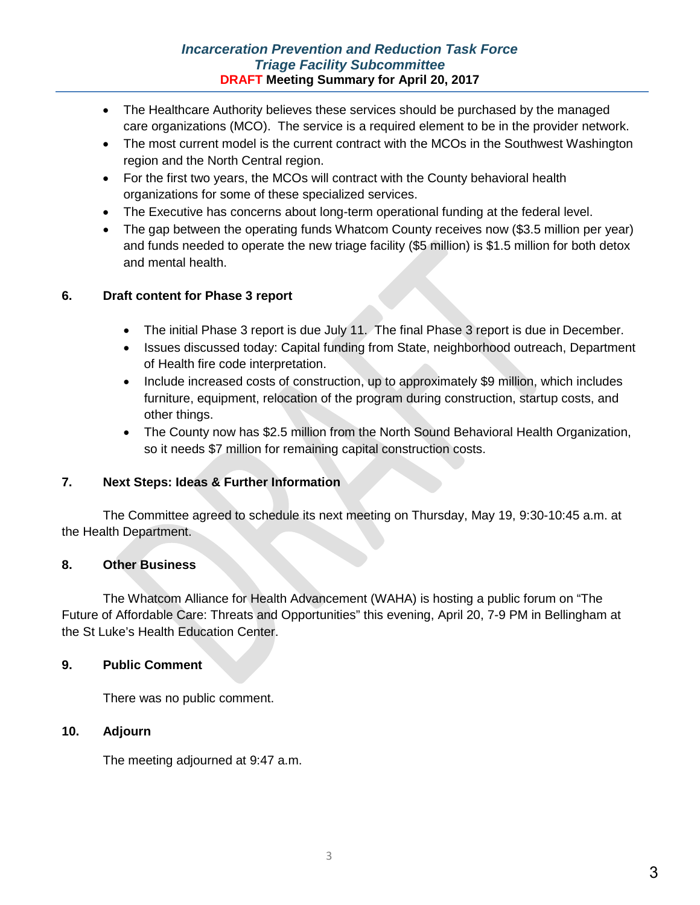- The Healthcare Authority believes these services should be purchased by the managed care organizations (MCO). The service is a required element to be in the provider network.
- The most current model is the current contract with the MCOs in the Southwest Washington region and the North Central region.
- For the first two years, the MCOs will contract with the County behavioral health organizations for some of these specialized services.
- The Executive has concerns about long-term operational funding at the federal level.
- The gap between the operating funds Whatcom County receives now ($3.5 million per year) and funds needed to operate the new triage facility ($5 million) is $1.5 million for both detox and mental health.

## 6. Draft content for Phase 3 report

- The initial Phase 3 report is due July 11. The final Phase 3 report is due in December.
- Issues discussed today: Capital funding from State, neighborhood outreach, Department of Health fire code interpretation.
- Include increased costs of construction, up to approximately $9 million, which includes furniture, equipment, relocation of the program during construction, startup costs, and other things.
- The County now has $2.5 million from the North Sound Behavioral Health Organization, so it needs $7 million for remaining capital construction costs.

## 7. Next Steps: Ideas & Further Information

The Committee agreed to schedule its next meeting on Thursday, May 19, 9:30-10:45 a.m. at the Health Department.

## 8. Other Business

The Whatcom Alliance for Health Advancement (WAHA) is hosting a public forum on “The Future of Affordable Care: Threats and Opportunities” this evening, April 20, 7-9 PM in Bellingham at the St Luke’s Health Education Center.

## 9. Public Comment

There was no public comment.

## 10. Adjourn

The meeting adjourned at 9:47 a.m.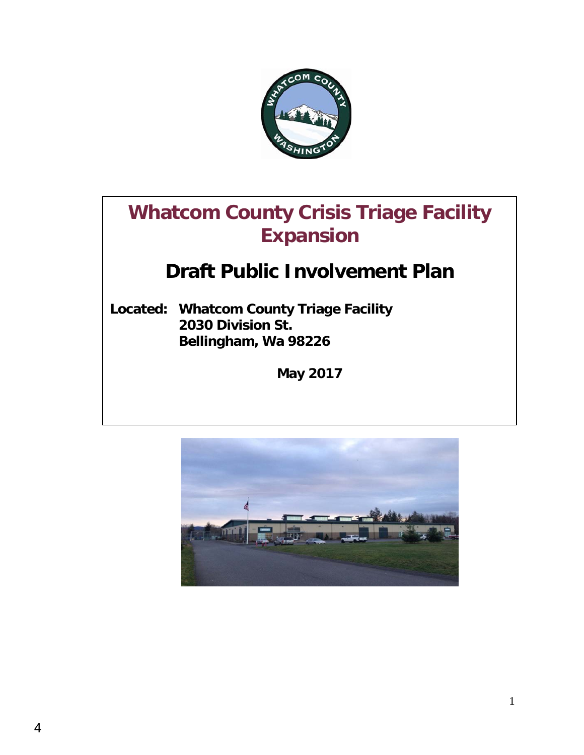# Whatcom County Crisis Triage Facility Expansion

## Draft Public Involvement Plan

**Located: Whatcom County Triage Facility**
**2030 Division St.**
**Bellingham, Wa 98226**

**May 2017**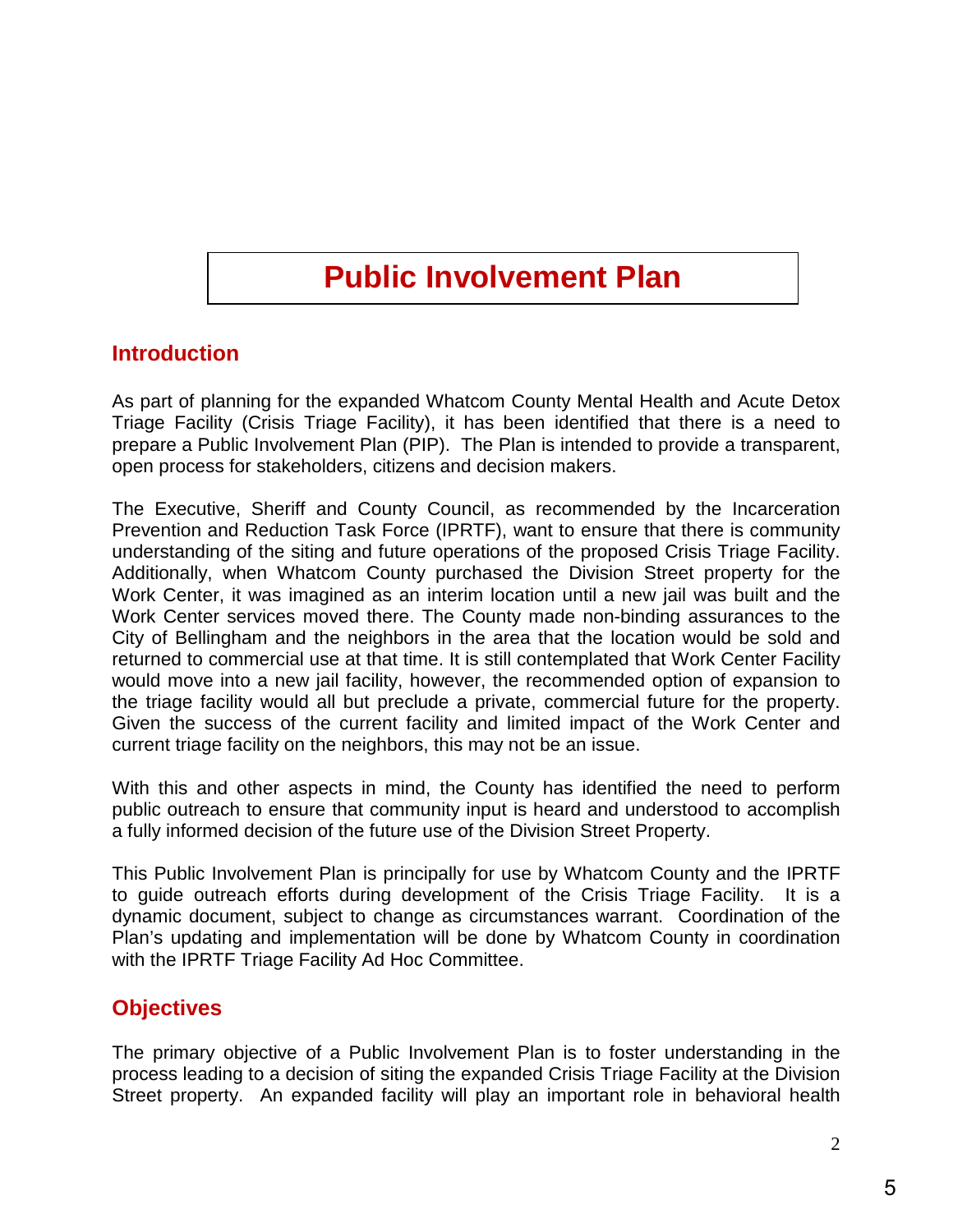# Public Involvement Plan

## Introduction

As part of planning for the expanded Whatcom County Mental Health and Acute Detox Triage Facility (Crisis Triage Facility), it has been identified that there is a need to prepare a Public Involvement Plan (PIP). The Plan is intended to provide a transparent, open process for stakeholders, citizens and decision makers.

The Executive, Sheriff and County Council, as recommended by the Incarceration Prevention and Reduction Task Force (IPRTF), want to ensure that there is community understanding of the siting and future operations of the proposed Crisis Triage Facility. Additionally, when Whatcom County purchased the Division Street property for the Work Center, it was imagined as an interim location until a new jail was built and the Work Center services moved there. The County made non-binding assurances to the City of Bellingham and the neighbors in the area that the location would be sold and returned to commercial use at that time. It is still contemplated that Work Center Facility would move into a new jail facility, however, the recommended option of expansion to the triage facility would all but preclude a private, commercial future for the property. Given the success of the current facility and limited impact of the Work Center and current triage facility on the neighbors, this may not be an issue.

With this and other aspects in mind, the County has identified the need to perform public outreach to ensure that community input is heard and understood to accomplish a fully informed decision of the future use of the Division Street Property.

This Public Involvement Plan is principally for use by Whatcom County and the IPRTF to guide outreach efforts during development of the Crisis Triage Facility. It is a dynamic document, subject to change as circumstances warrant. Coordination of the Plan's updating and implementation will be done by Whatcom County in coordination with the IPRTF Triage Facility Ad Hoc Committee.

## Objectives

The primary objective of a Public Involvement Plan is to foster understanding in the process leading to a decision of siting the expanded Crisis Triage Facility at the Division Street property. An expanded facility will play an important role in behavioral health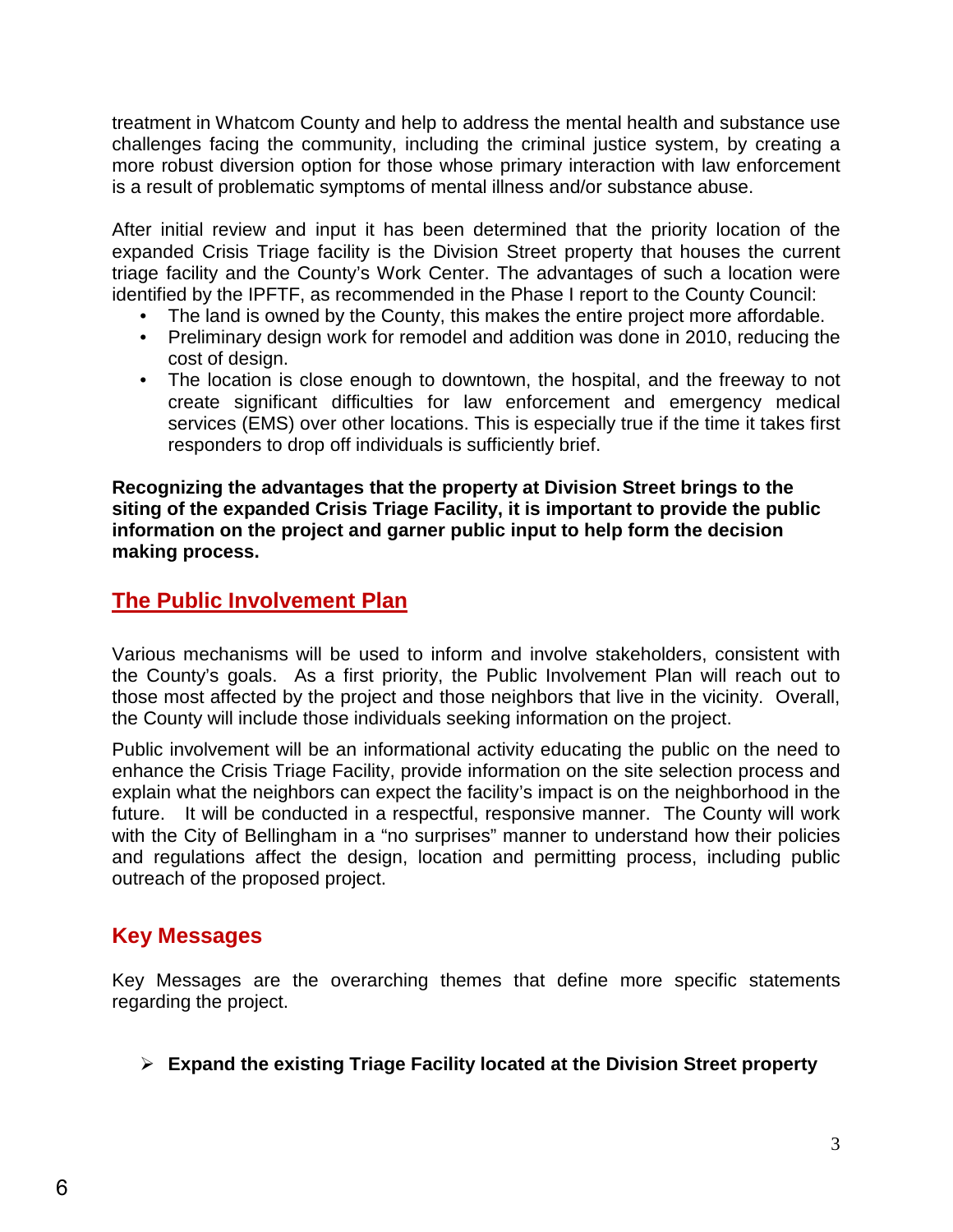treatment in Whatcom County and help to address the mental health and substance use challenges facing the community, including the criminal justice system, by creating a more robust diversion option for those whose primary interaction with law enforcement is a result of problematic symptoms of mental illness and/or substance abuse.

After initial review and input it has been determined that the priority location of the expanded Crisis Triage facility is the Division Street property that houses the current triage facility and the County's Work Center. The advantages of such a location were identified by the IPFTF, as recommended in the Phase I report to the County Council:

- The land is owned by the County, this makes the entire project more affordable.
- Preliminary design work for remodel and addition was done in 2010, reducing the cost of design.
- The location is close enough to downtown, the hospital, and the freeway to not create significant difficulties for law enforcement and emergency medical services (EMS) over other locations. This is especially true if the time it takes first responders to drop off individuals is sufficiently brief.

**Recognizing the advantages that the property at Division Street brings to the siting of the expanded Crisis Triage Facility, it is important to provide the public information on the project and garner public input to help form the decision making process.**

## The Public Involvement Plan

Various mechanisms will be used to inform and involve stakeholders, consistent with the County's goals. As a first priority, the Public Involvement Plan will reach out to those most affected by the project and those neighbors that live in the vicinity. Overall, the County will include those individuals seeking information on the project.

Public involvement will be an informational activity educating the public on the need to enhance the Crisis Triage Facility, provide information on the site selection process and explain what the neighbors can expect the facility's impact is on the neighborhood in the future. It will be conducted in a respectful, responsive manner. The County will work with the City of Bellingham in a "no surprises" manner to understand how their policies and regulations affect the design, location and permitting process, including public outreach of the proposed project.

## Key Messages

Key Messages are the overarching themes that define more specific statements regarding the project.

- **Expand the existing Triage Facility located at the Division Street property**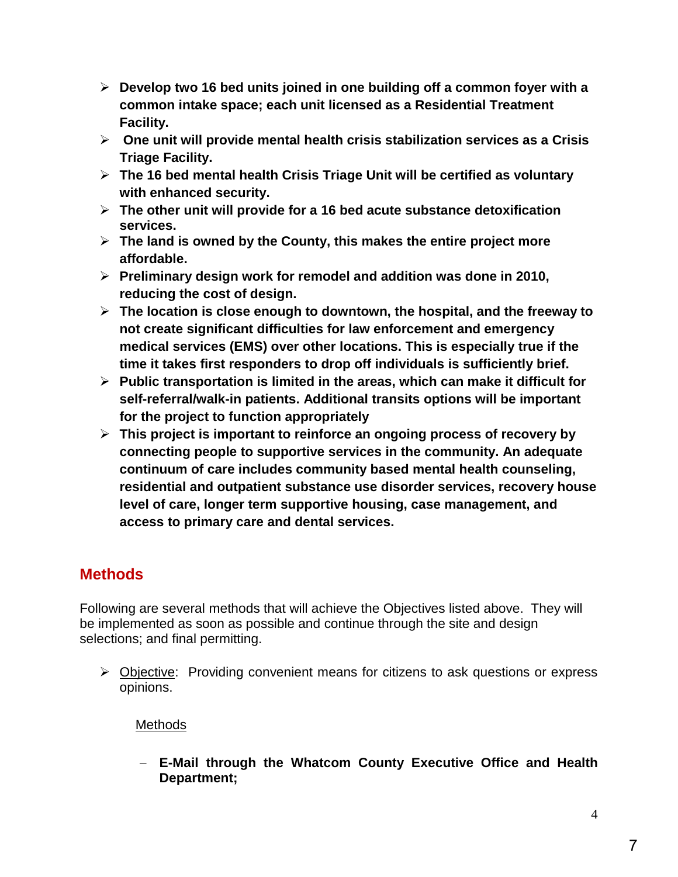- **Develop two 16 bed units joined in one building off a common foyer with a common intake space; each unit licensed as a Residential Treatment Facility.**
- **One unit will provide mental health crisis stabilization services as a Crisis Triage Facility.**
- **The 16 bed mental health Crisis Triage Unit will be certified as voluntary with enhanced security.**
- **The other unit will provide for a 16 bed acute substance detoxification services.**
- **The land is owned by the County, this makes the entire project more affordable.**
- **Preliminary design work for remodel and addition was done in 2010, reducing the cost of design.**
- **The location is close enough to downtown, the hospital, and the freeway to not create significant difficulties for law enforcement and emergency medical services (EMS) over other locations. This is especially true if the time it takes first responders to drop off individuals is sufficiently brief.**
- **Public transportation is limited in the areas, which can make it difficult for self-referral/walk-in patients. Additional transits options will be important for the project to function appropriately**
- **This project is important to reinforce an ongoing process of recovery by connecting people to supportive services in the community. An adequate continuum of care includes community based mental health counseling, residential and outpatient substance use disorder services, recovery house level of care, longer term supportive housing, case management, and access to primary care and dental services.**

## Methods

Following are several methods that will achieve the Objectives listed above. They will be implemented as soon as possible and continue through the site and design selections; and final permitting.

- Objective: Providing convenient means for citizens to ask questions or express opinions.

  Methods

  - **E-Mail through the Whatcom County Executive Office and Health Department;**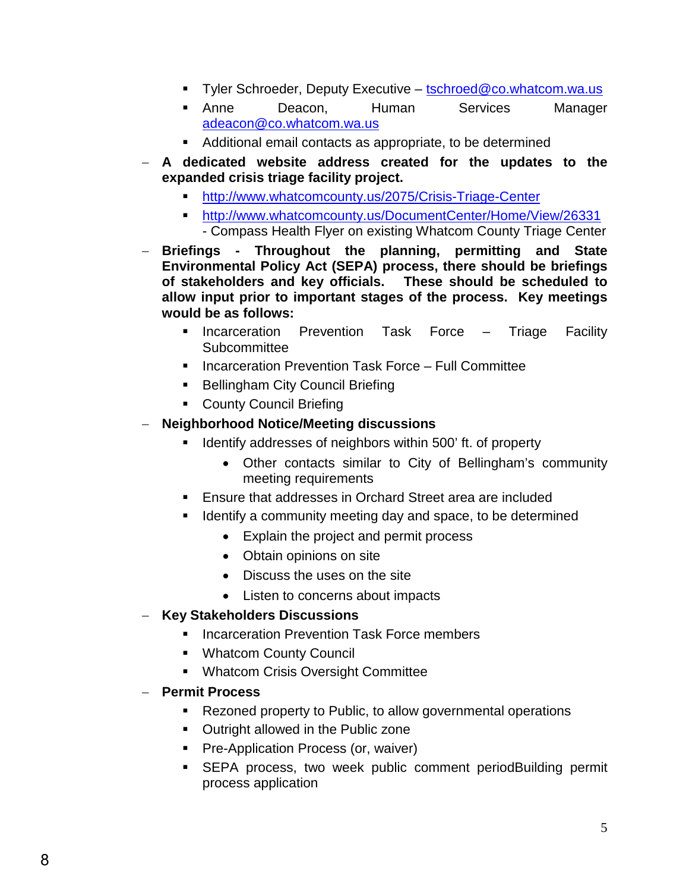- Tyler Schroeder, Deputy Executive – tschroed@co.whatcom.wa.us
  - Anne Deacon, Human Services Manager adeacon@co.whatcom.wa.us
  - Additional email contacts as appropriate, to be determined

- **A dedicated website address created for the updates to the expanded crisis triage facility project.**
  - http://www.whatcomcounty.us/2075/Crisis-Triage-Center
  - http://www.whatcomcounty.us/DocumentCenter/Home/View/26331 - Compass Health Flyer on existing Whatcom County Triage Center

- **Briefings - Throughout the planning, permitting and State Environmental Policy Act (SEPA) process, there should be briefings of stakeholders and key officials. These should be scheduled to allow input prior to important stages of the process. Key meetings would be as follows:**
  - Incarceration Prevention Task Force – Triage Facility Subcommittee
  - Incarceration Prevention Task Force – Full Committee
  - Bellingham City Council Briefing
  - County Council Briefing

- **Neighborhood Notice/Meeting discussions**
  - Identify addresses of neighbors within 500' ft. of property
    - Other contacts similar to City of Bellingham's community meeting requirements
  - Ensure that addresses in Orchard Street area are included
  - Identify a community meeting day and space, to be determined
    - Explain the project and permit process
    - Obtain opinions on site
    - Discuss the uses on the site
    - Listen to concerns about impacts

- **Key Stakeholders Discussions**
  - Incarceration Prevention Task Force members
  - Whatcom County Council
  - Whatcom Crisis Oversight Committee

- **Permit Process**
  - Rezoned property to Public, to allow governmental operations
  - Outright allowed in the Public zone
  - Pre-Application Process (or, waiver)
  - SEPA process, two week public comment periodBuilding permit process application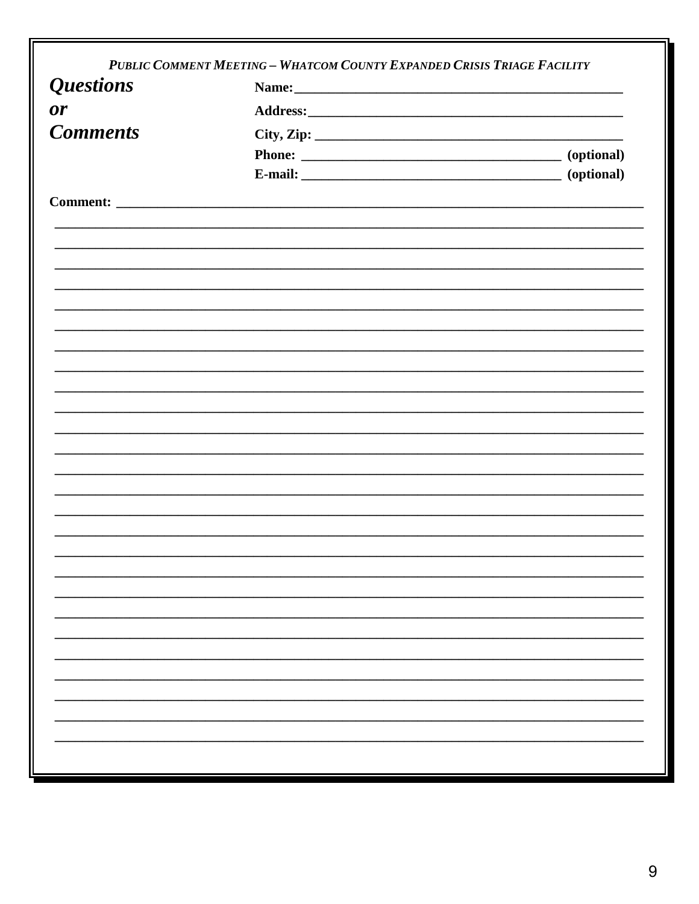*PUBLIC COMMENT MEETING – WHATCOM COUNTY EXPANDED CRISIS TRIAGE FACILITY*

***Questions or Comments***

**Name:**_______________________________________________

**Address:**_____________________________________________

**City, Zip:** ____________________________________________

**Phone:** ____________________________________ **(optional)**

**E-mail:** ____________________________________ **(optional)**

**Comment:** ______________________________________________________________________________

______________________________________________________________________________

______________________________________________________________________________

______________________________________________________________________________

______________________________________________________________________________

______________________________________________________________________________

______________________________________________________________________________

______________________________________________________________________________

______________________________________________________________________________

______________________________________________________________________________

______________________________________________________________________________

______________________________________________________________________________

______________________________________________________________________________

______________________________________________________________________________

______________________________________________________________________________

______________________________________________________________________________

______________________________________________________________________________

______________________________________________________________________________

______________________________________________________________________________

______________________________________________________________________________

______________________________________________________________________________

______________________________________________________________________________

______________________________________________________________________________

______________________________________________________________________________

______________________________________________________________________________

______________________________________________________________________________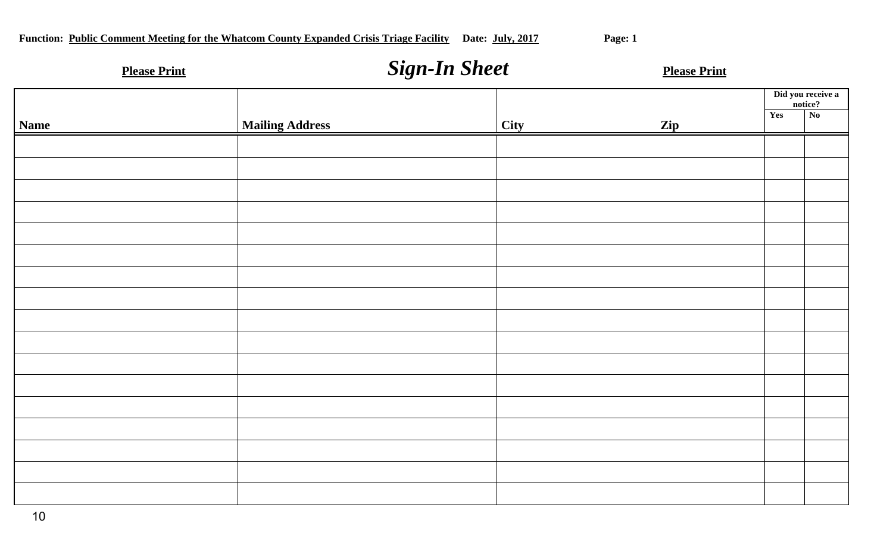**Function: Public Comment Meeting for the Whatcom County Expanded Crisis Triage Facility** **Date: July, 2017** **Page: 1**

**Please Print** ***Sign-In Sheet*** **Please Print**

| Name | Mailing Address | City Zip | Did you receive a notice? | |
|---|---|---|---|---|
| | | | Yes | No |
| | | | | |
| | | | | |
| | | | | |
| | | | | |
| | | | | |
| | | | | |
| | | | | |
| | | | | |
| | | | | |
| | | | | |
| | | | | |
| | | | | |
| | | | | |
| | | | | |
| | | | | |
| | | | | |
| | | | | |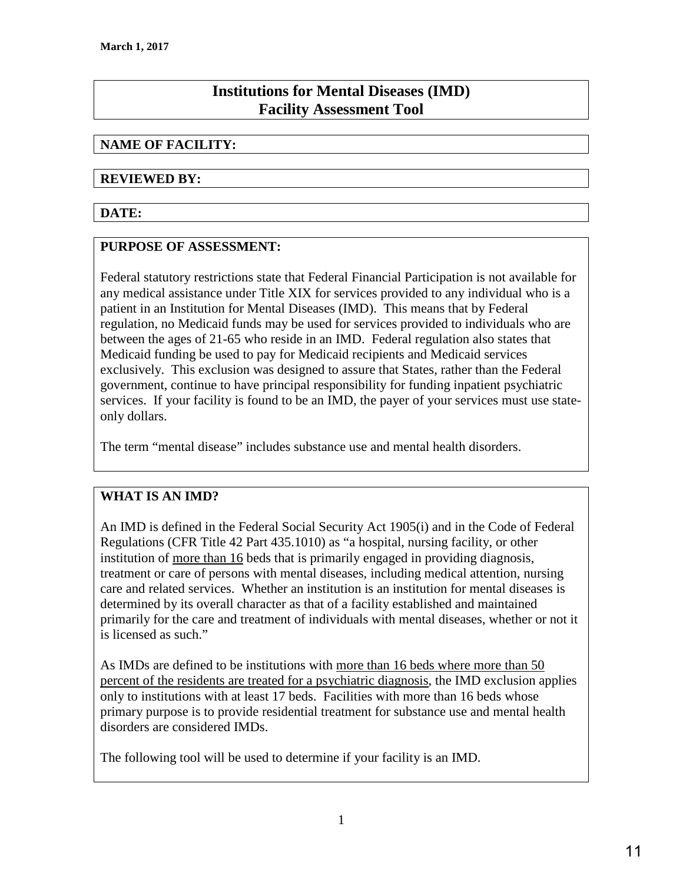**March 1, 2017**

# Institutions for Mental Diseases (IMD) Facility Assessment Tool

**NAME OF FACILITY:**

**REVIEWED BY:**

**DATE:**

**PURPOSE OF ASSESSMENT:**

Federal statutory restrictions state that Federal Financial Participation is not available for any medical assistance under Title XIX for services provided to any individual who is a patient in an Institution for Mental Diseases (IMD). This means that by Federal regulation, no Medicaid funds may be used for services provided to individuals who are between the ages of 21-65 who reside in an IMD. Federal regulation also states that Medicaid funding be used to pay for Medicaid recipients and Medicaid services exclusively. This exclusion was designed to assure that States, rather than the Federal government, continue to have principal responsibility for funding inpatient psychiatric services. If your facility is found to be an IMD, the payer of your services must use state-only dollars.

The term "mental disease" includes substance use and mental health disorders.

**WHAT IS AN IMD?**

An IMD is defined in the Federal Social Security Act 1905(i) and in the Code of Federal Regulations (CFR Title 42 Part 435.1010) as "a hospital, nursing facility, or other institution of <u>more than 16</u> beds that is primarily engaged in providing diagnosis, treatment or care of persons with mental diseases, including medical attention, nursing care and related services. Whether an institution is an institution for mental diseases is determined by its overall character as that of a facility established and maintained primarily for the care and treatment of individuals with mental diseases, whether or not it is licensed as such."

As IMDs are defined to be institutions with <u>more than 16 beds where more than 50 percent of the residents are treated for a psychiatric diagnosis</u>, the IMD exclusion applies only to institutions with at least 17 beds. Facilities with more than 16 beds whose primary purpose is to provide residential treatment for substance use and mental health disorders are considered IMDs.

The following tool will be used to determine if your facility is an IMD.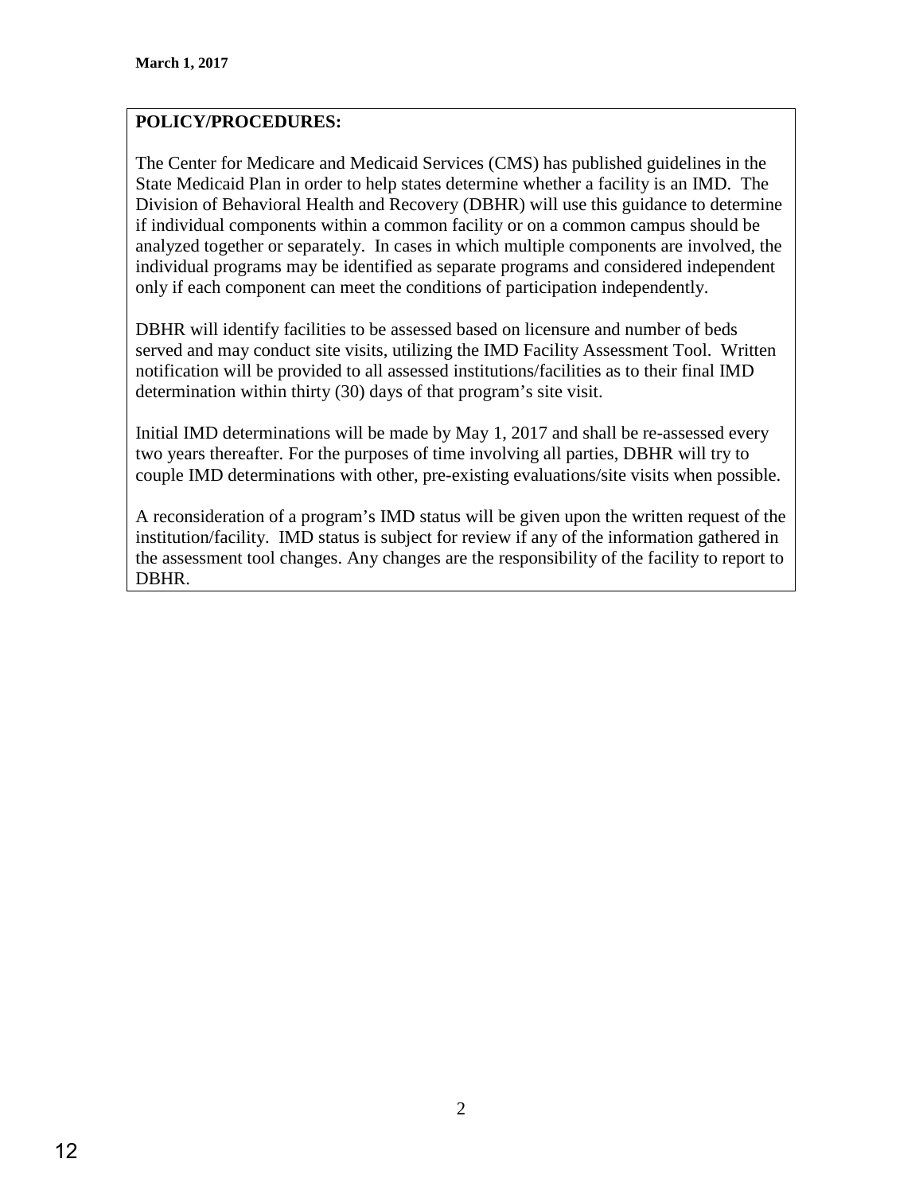**March 1, 2017**

**POLICY/PROCEDURES:**

The Center for Medicare and Medicaid Services (CMS) has published guidelines in the State Medicaid Plan in order to help states determine whether a facility is an IMD. The Division of Behavioral Health and Recovery (DBHR) will use this guidance to determine if individual components within a common facility or on a common campus should be analyzed together or separately. In cases in which multiple components are involved, the individual programs may be identified as separate programs and considered independent only if each component can meet the conditions of participation independently.

DBHR will identify facilities to be assessed based on licensure and number of beds served and may conduct site visits, utilizing the IMD Facility Assessment Tool. Written notification will be provided to all assessed institutions/facilities as to their final IMD determination within thirty (30) days of that program's site visit.

Initial IMD determinations will be made by May 1, 2017 and shall be re-assessed every two years thereafter. For the purposes of time involving all parties, DBHR will try to couple IMD determinations with other, pre-existing evaluations/site visits when possible.

A reconsideration of a program's IMD status will be given upon the written request of the institution/facility. IMD status is subject for review if any of the information gathered in the assessment tool changes. Any changes are the responsibility of the facility to report to DBHR.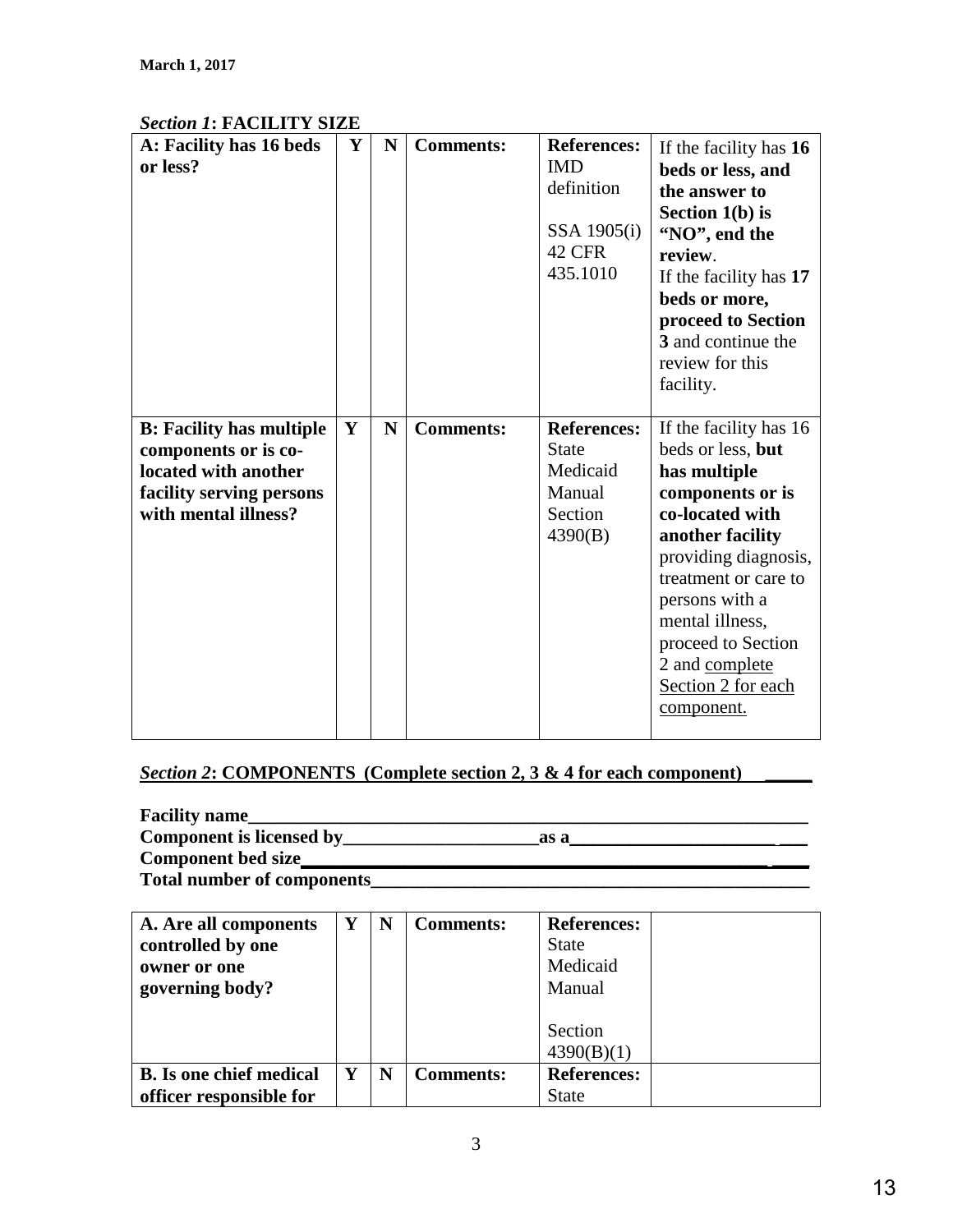**March 1, 2017**

***Section 1*: FACILITY SIZE**

| A: Facility has 16 beds or less? | Y | N | Comments: | References: IMD definition<br><br>SSA 1905(i) 42 CFR 435.1010 | If the facility has **16 beds or less, and the answer to Section 1(b) is "NO", end the review**.<br>If the facility has **17 beds or more, proceed to Section 3** and continue the review for this facility. |
|---|---|---|---|---|---|
| **B: Facility has multiple components or is co-located with another facility serving persons with mental illness?** | **Y** | **N** | **Comments:** | **References:** State Medicaid Manual Section 4390(B) | If the facility has 16 beds or less, **but has multiple components or is co-located with another facility** providing diagnosis, treatment or care to persons with a mental illness, proceed to Section 2 and complete Section 2 for each component. |

***Section 2*: COMPONENTS (Complete section 2, 3 & 4 for each component) _____**

**Facility name_______________________________________________________________**
**Component is licensed by_____________________as a______________________ ___**
**Component bed size_____________________________________________________ ____**
**Total number of components________________________________________________**

| A. Are all components controlled by one owner or one governing body? | Y | N | Comments: | References: State Medicaid Manual<br><br>Section 4390(B)(1) | |
|---|---|---|---|---|---|
| **B. Is one chief medical officer responsible for** | **Y** | **N** | **Comments:** | **References:** State | |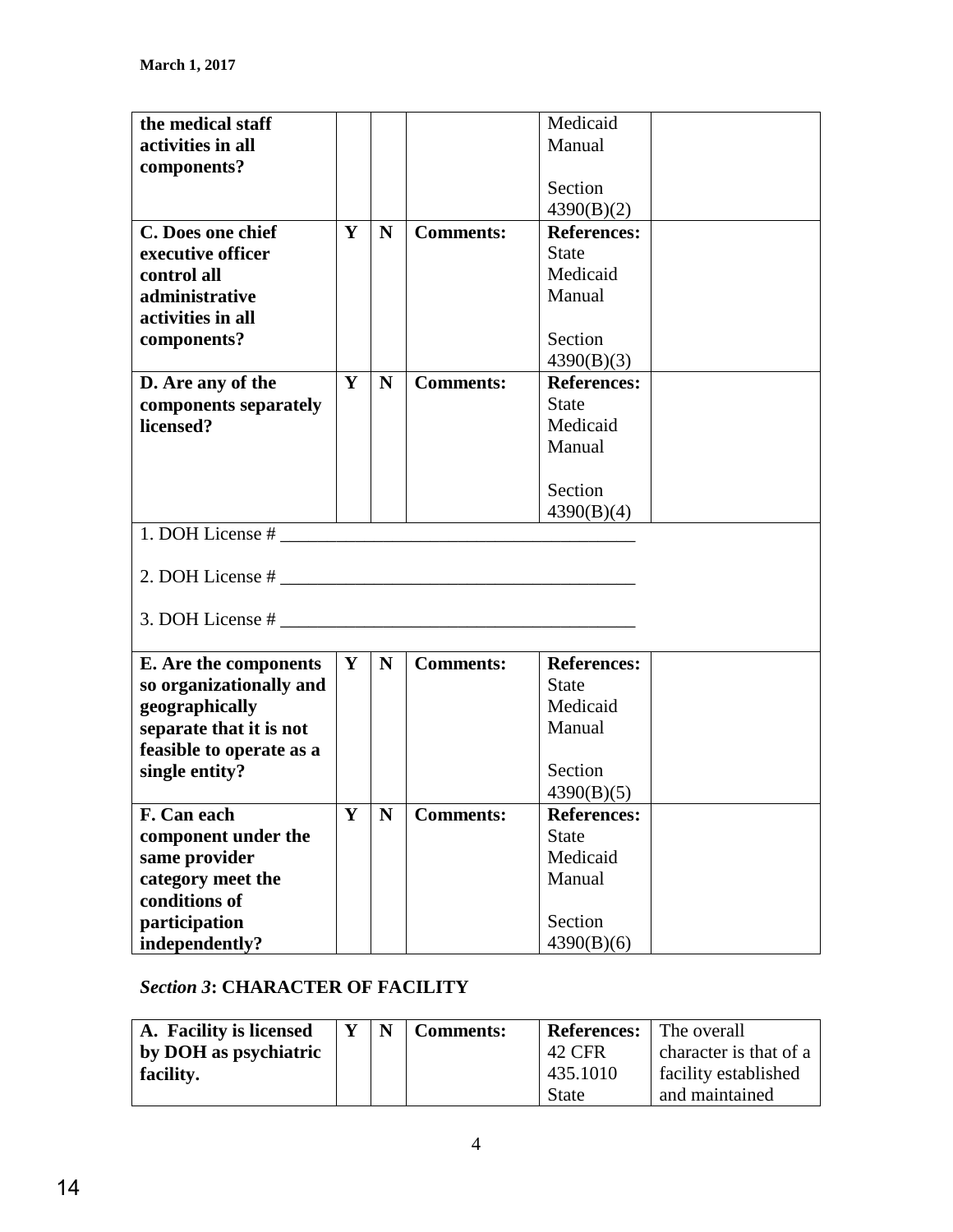| the medical staff activities in all components? | | | | Medicaid Manual<br><br>Section 4390(B)(2) | |
|---|---|---|---|---|---|
| **C. Does one chief executive officer control all administrative activities in all components?** | **Y** | **N** | **Comments:** | **References:** State Medicaid Manual<br><br>Section 4390(B)(3) | |
| **D. Are any of the components separately licensed?** | **Y** | **N** | **Comments:** | **References:** State Medicaid Manual<br><br>Section 4390(B)(4) | |
| 1. DOH License # ______________________________________<br><br>2. DOH License # ______________________________________<br><br>3. DOH License # ______________________________________ | | | | | |
| **E. Are the components so organizationally and geographically separate that it is not feasible to operate as a single entity?** | **Y** | **N** | **Comments:** | **References:** State Medicaid Manual<br><br>Section 4390(B)(5) | |
| **F. Can each component under the same provider category meet the conditions of participation independently?** | **Y** | **N** | **Comments:** | **References:** State Medicaid Manual<br><br>Section 4390(B)(6) | |

### *Section 3*: CHARACTER OF FACILITY

| **A. Facility is licensed by DOH as psychiatric facility.** | **Y** | **N** | **Comments:** | **References:** 42 CFR 435.1010 State | The overall character is that of a facility established and maintained |
|---|---|---|---|---|---|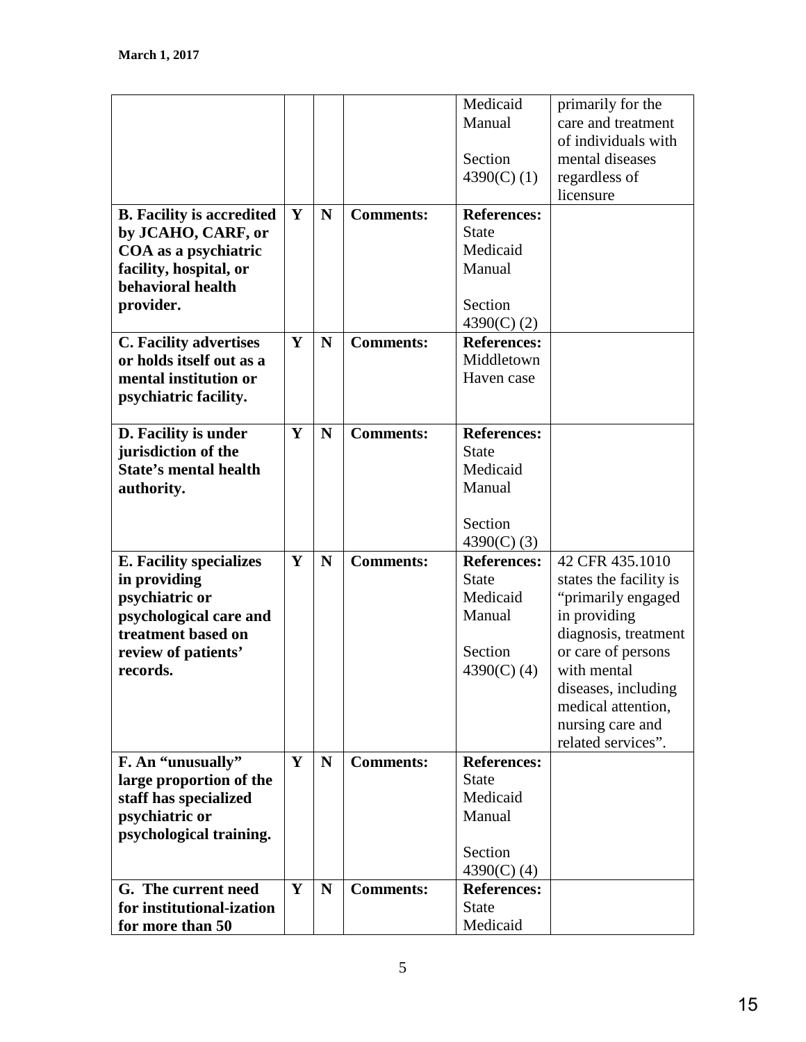March 1, 2017

| | | | | | |
|---|---|---|---|---|---|
| | | | | Medicaid Manual<br><br>Section 4390(C) (1) | primarily for the care and treatment of individuals with mental diseases regardless of licensure |
| **B. Facility is accredited by JCAHO, CARF, or COA as a psychiatric facility, hospital, or behavioral health provider.** | **Y** | **N** | **Comments:** | **References:** State Medicaid Manual<br><br>Section 4390(C) (2) | |
| **C. Facility advertises or holds itself out as a mental institution or psychiatric facility.** | **Y** | **N** | **Comments:** | **References:** Middletown Haven case | |
| **D. Facility is under jurisdiction of the State's mental health authority.** | **Y** | **N** | **Comments:** | **References:** State Medicaid Manual<br><br>Section 4390(C) (3) | |
| **E. Facility specializes in providing psychiatric or psychological care and treatment based on review of patients' records.** | **Y** | **N** | **Comments:** | **References:** State Medicaid Manual<br><br>Section 4390(C) (4) | 42 CFR 435.1010 states the facility is "primarily engaged in providing diagnosis, treatment or care of persons with mental diseases, including medical attention, nursing care and related services". |
| **F. An "unusually" large proportion of the staff has specialized psychiatric or psychological training.** | **Y** | **N** | **Comments:** | **References:** State Medicaid Manual<br><br>Section 4390(C) (4) | |
| **G. The current need for institutional-ization for more than 50** | **Y** | **N** | **Comments:** | **References:** State Medicaid | |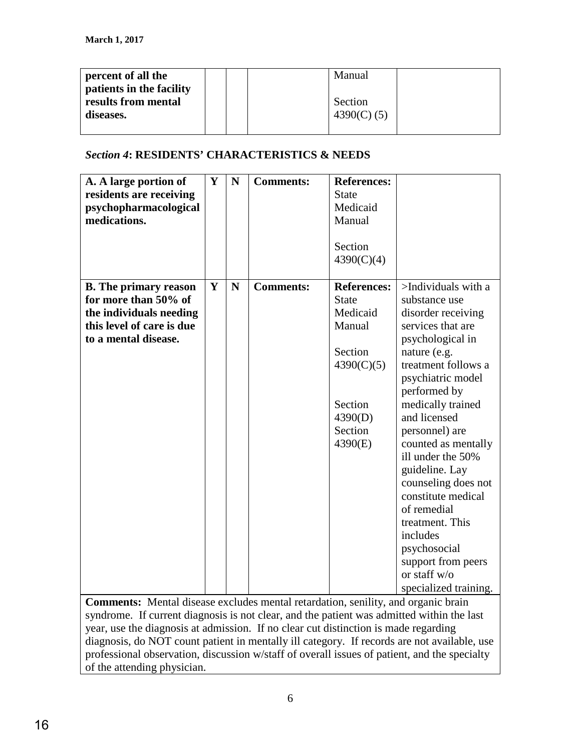| percent of all the patients in the facility results from mental diseases. | | | | Manual<br><br>Section 4390(C) (5) | |
|---|---|---|---|---|---|

### *Section 4*: RESIDENTS' CHARACTERISTICS & NEEDS

| **A. A large portion of residents are receiving psychopharmacological medications.** | **Y** | **N** | **Comments:** | **References:** State Medicaid Manual<br><br>Section 4390(C)(4) | |
|---|---|---|---|---|---|
| **B. The primary reason for more than 50% of the individuals needing this level of care is due to a mental disease.** | **Y** | **N** | **Comments:** | **References:** State Medicaid Manual<br><br>Section 4390(C)(5)<br><br>Section 4390(D)<br>Section 4390(E) | >Individuals with a substance use disorder receiving services that are psychological in nature (e.g. treatment follows a psychiatric model performed by medically trained and licensed personnel) are counted as mentally ill under the 50% guideline. Lay counseling does not constitute medical of remedial treatment. This includes psychosocial support from peers or staff w/o specialized training. |
| **Comments:** Mental disease excludes mental retardation, senility, and organic brain syndrome. If current diagnosis is not clear, and the patient was admitted within the last year, use the diagnosis at admission. If no clear cut distinction is made regarding diagnosis, do NOT count patient in mentally ill category. If records are not available, use professional observation, discussion w/staff of overall issues of patient, and the specialty of the attending physician. | | | | | |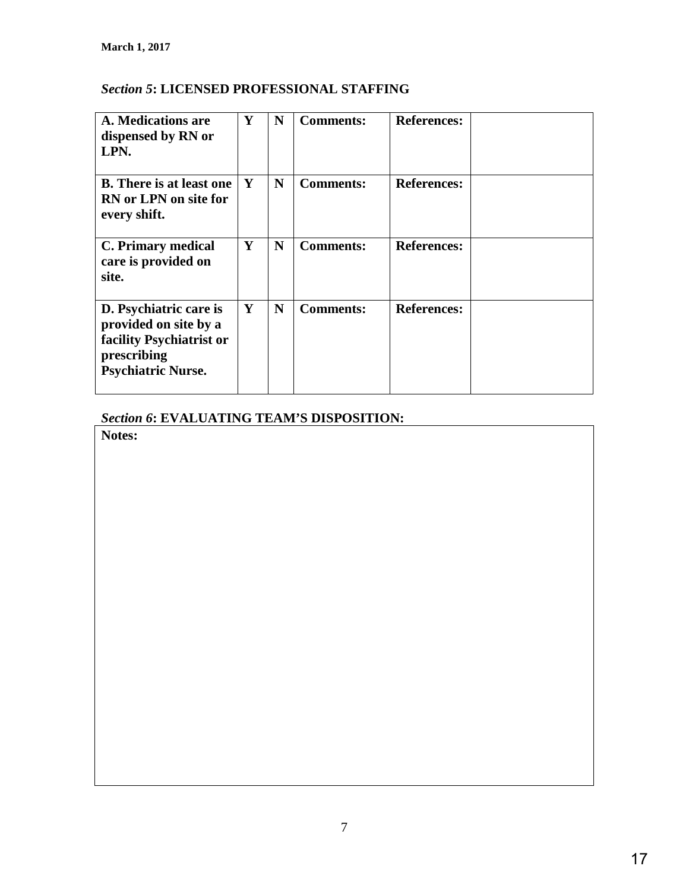March 1, 2017

## *Section 5*: LICENSED PROFESSIONAL STAFFING

| | | | | | |
|---|---|---|---|---|---|
| **A. Medications are dispensed by RN or LPN.** | **Y** | **N** | **Comments:** | **References:** | |
| **B. There is at least one RN or LPN on site for every shift.** | **Y** | **N** | **Comments:** | **References:** | |
| **C. Primary medical care is provided on site.** | **Y** | **N** | **Comments:** | **References:** | |
| **D. Psychiatric care is provided on site by a facility Psychiatrist or prescribing Psychiatric Nurse.** | **Y** | **N** | **Comments:** | **References:** | |

## *Section 6*: EVALUATING TEAM'S DISPOSITION:

| |
|---|
| **Notes:** |